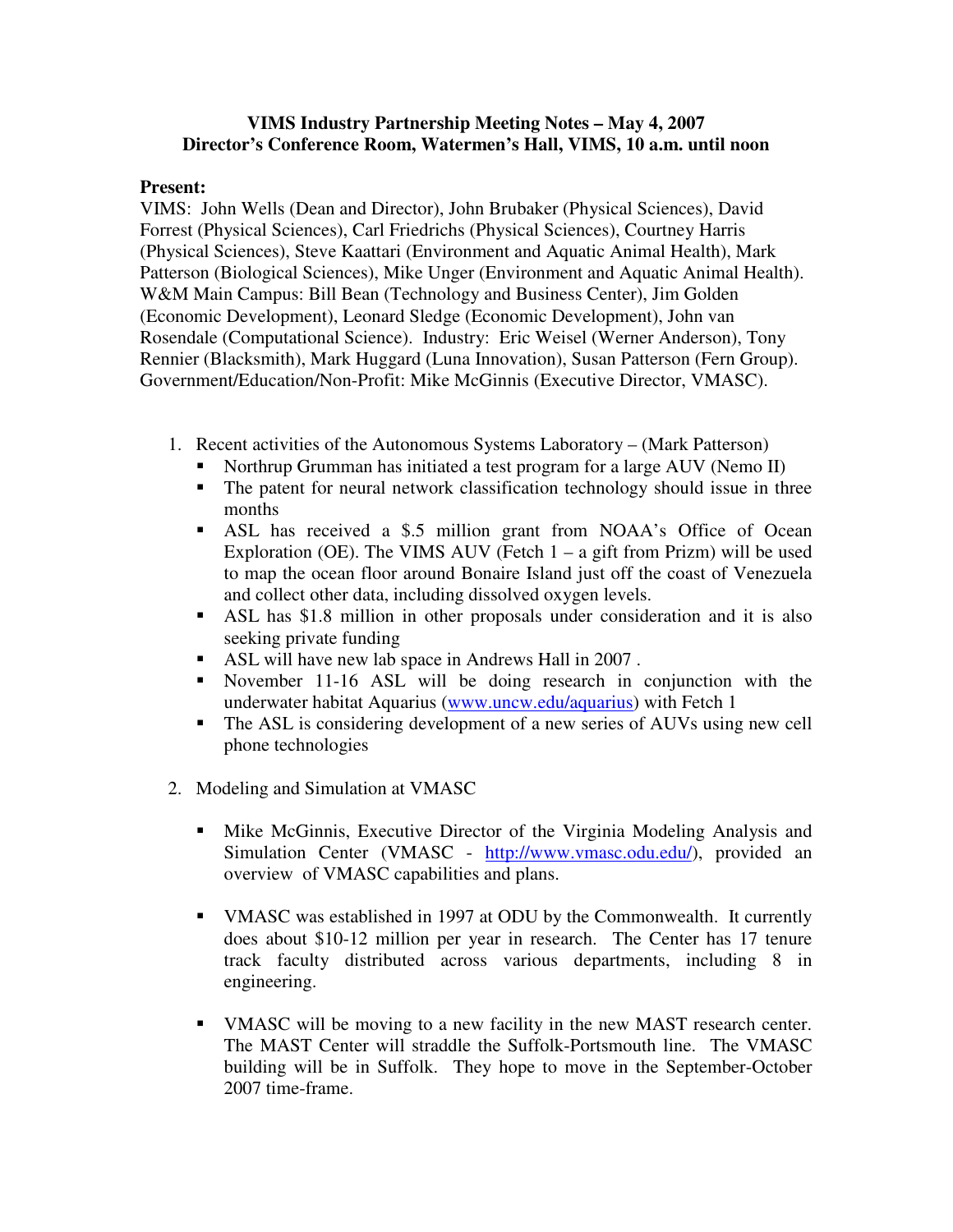**VIMS Industry Partnership Meeting Notes – May 4, 2007**
**Director's Conference Room, Watermen's Hall, VIMS, 10 a.m. until noon**

**Present:**
VIMS: John Wells (Dean and Director), John Brubaker (Physical Sciences), David Forrest (Physical Sciences), Carl Friedrichs (Physical Sciences), Courtney Harris (Physical Sciences), Steve Kaattari (Environment and Aquatic Animal Health), Mark Patterson (Biological Sciences), Mike Unger (Environment and Aquatic Animal Health). W&M Main Campus: Bill Bean (Technology and Business Center), Jim Golden (Economic Development), Leonard Sledge (Economic Development), John van Rosendale (Computational Science). Industry: Eric Weisel (Werner Anderson), Tony Rennier (Blacksmith), Mark Huggard (Luna Innovation), Susan Patterson (Fern Group). Government/Education/Non-Profit: Mike McGinnis (Executive Director, VMASC).

1. Recent activities of the Autonomous Systems Laboratory – (Mark Patterson)
   - Northrup Grumman has initiated a test program for a large AUV (Nemo II)
   - The patent for neural network classification technology should issue in three months
   - ASL has received a $.5 million grant from NOAA's Office of Ocean Exploration (OE). The VIMS AUV (Fetch 1 – a gift from Prizm) will be used to map the ocean floor around Bonaire Island just off the coast of Venezuela and collect other data, including dissolved oxygen levels.
   - ASL has $1.8 million in other proposals under consideration and it is also seeking private funding
   - ASL will have new lab space in Andrews Hall in 2007 .
   - November 11-16 ASL will be doing research in conjunction with the underwater habitat Aquarius (www.uncw.edu/aquarius) with Fetch 1
   - The ASL is considering development of a new series of AUVs using new cell phone technologies

2. Modeling and Simulation at VMASC

   - Mike McGinnis, Executive Director of the Virginia Modeling Analysis and Simulation Center (VMASC - http://www.vmasc.odu.edu/), provided an overview of VMASC capabilities and plans.

   - VMASC was established in 1997 at ODU by the Commonwealth. It currently does about $10-12 million per year in research. The Center has 17 tenure track faculty distributed across various departments, including 8 in engineering.

   - VMASC will be moving to a new facility in the new MAST research center. The MAST Center will straddle the Suffolk-Portsmouth line. The VMASC building will be in Suffolk. They hope to move in the September-October 2007 time-frame.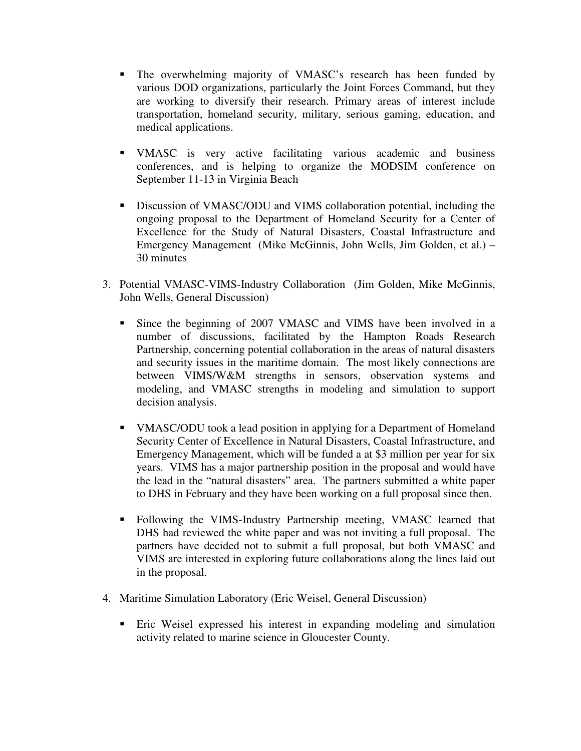- The overwhelming majority of VMASC's research has been funded by various DOD organizations, particularly the Joint Forces Command, but they are working to diversify their research. Primary areas of interest include transportation, homeland security, military, serious gaming, education, and medical applications.

- VMASC is very active facilitating various academic and business conferences, and is helping to organize the MODSIM conference on September 11-13 in Virginia Beach

- Discussion of VMASC/ODU and VIMS collaboration potential, including the ongoing proposal to the Department of Homeland Security for a Center of Excellence for the Study of Natural Disasters, Coastal Infrastructure and Emergency Management (Mike McGinnis, John Wells, Jim Golden, et al.) – 30 minutes

3. Potential VMASC-VIMS-Industry Collaboration (Jim Golden, Mike McGinnis, John Wells, General Discussion)

   - Since the beginning of 2007 VMASC and VIMS have been involved in a number of discussions, facilitated by the Hampton Roads Research Partnership, concerning potential collaboration in the areas of natural disasters and security issues in the maritime domain. The most likely connections are between VIMS/W&M strengths in sensors, observation systems and modeling, and VMASC strengths in modeling and simulation to support decision analysis.

   - VMASC/ODU took a lead position in applying for a Department of Homeland Security Center of Excellence in Natural Disasters, Coastal Infrastructure, and Emergency Management, which will be funded a at $3 million per year for six years. VIMS has a major partnership position in the proposal and would have the lead in the "natural disasters" area. The partners submitted a white paper to DHS in February and they have been working on a full proposal since then.

   - Following the VIMS-Industry Partnership meeting, VMASC learned that DHS had reviewed the white paper and was not inviting a full proposal. The partners have decided not to submit a full proposal, but both VMASC and VIMS are interested in exploring future collaborations along the lines laid out in the proposal.

4. Maritime Simulation Laboratory (Eric Weisel, General Discussion)

   - Eric Weisel expressed his interest in expanding modeling and simulation activity related to marine science in Gloucester County.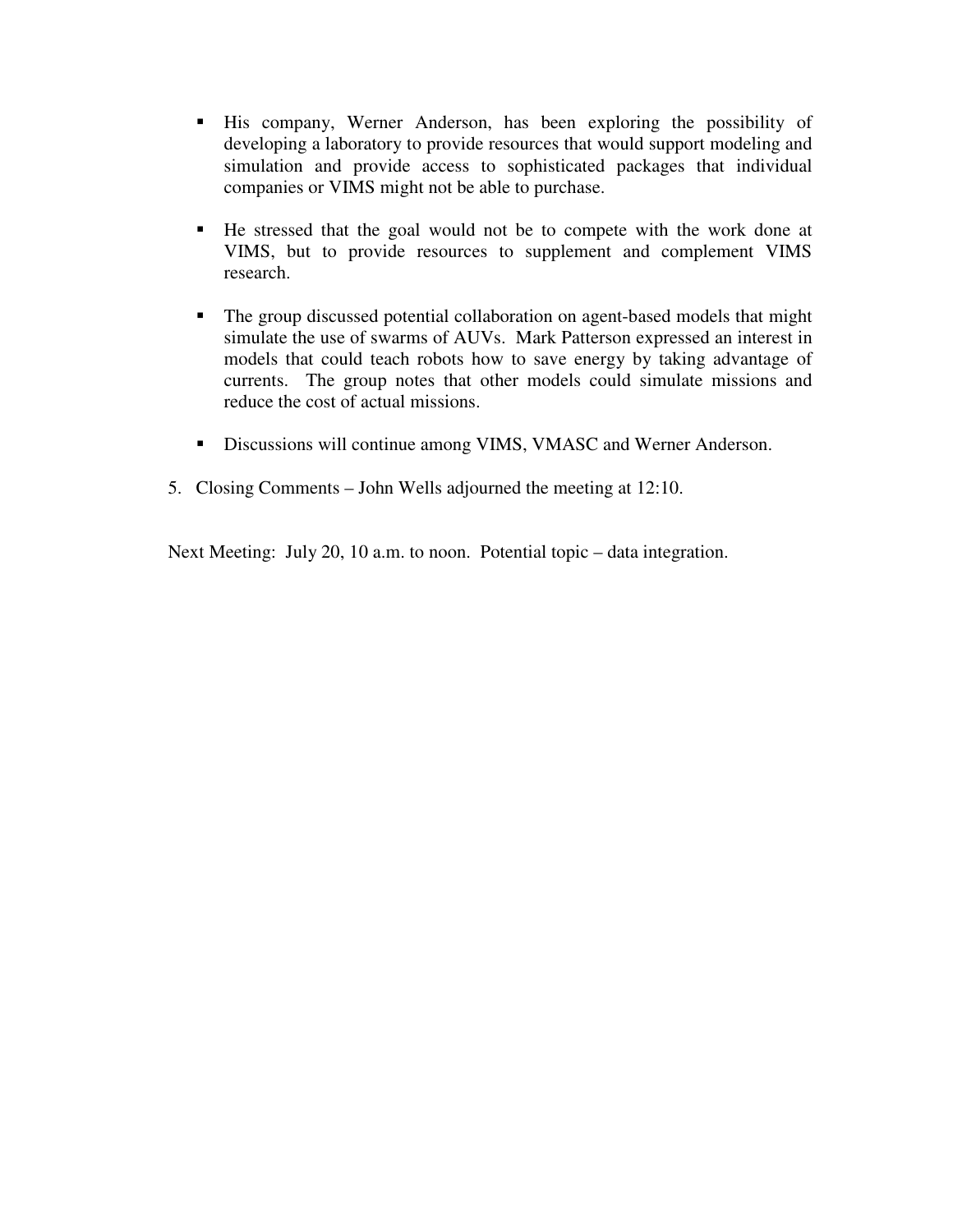- His company, Werner Anderson, has been exploring the possibility of developing a laboratory to provide resources that would support modeling and simulation and provide access to sophisticated packages that individual companies or VIMS might not be able to purchase.

- He stressed that the goal would not be to compete with the work done at VIMS, but to provide resources to supplement and complement VIMS research.

- The group discussed potential collaboration on agent-based models that might simulate the use of swarms of AUVs. Mark Patterson expressed an interest in models that could teach robots how to save energy by taking advantage of currents. The group notes that other models could simulate missions and reduce the cost of actual missions.

- Discussions will continue among VIMS, VMASC and Werner Anderson.

5. Closing Comments – John Wells adjourned the meeting at 12:10.

Next Meeting: July 20, 10 a.m. to noon. Potential topic – data integration.